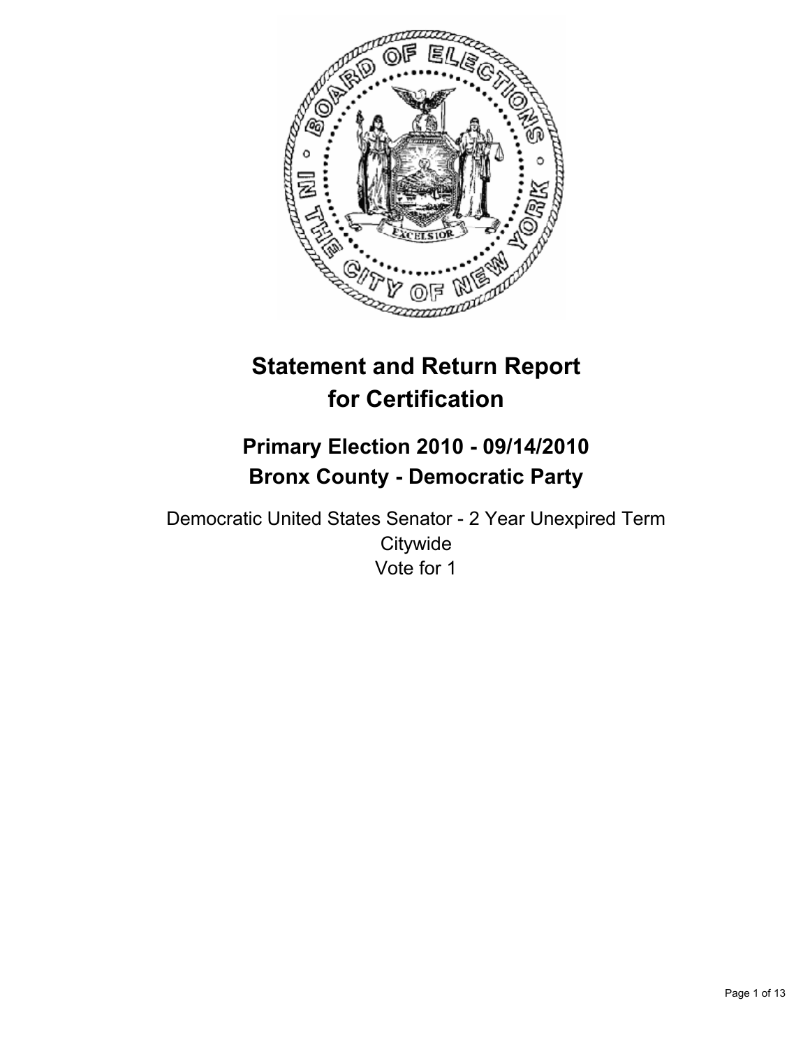# Statement and Return Report for Certification

## Primary Election 2010 - 09/14/2010
## Bronx County - Democratic Party

Democratic United States Senator - 2 Year Unexpired Term
Citywide
Vote for 1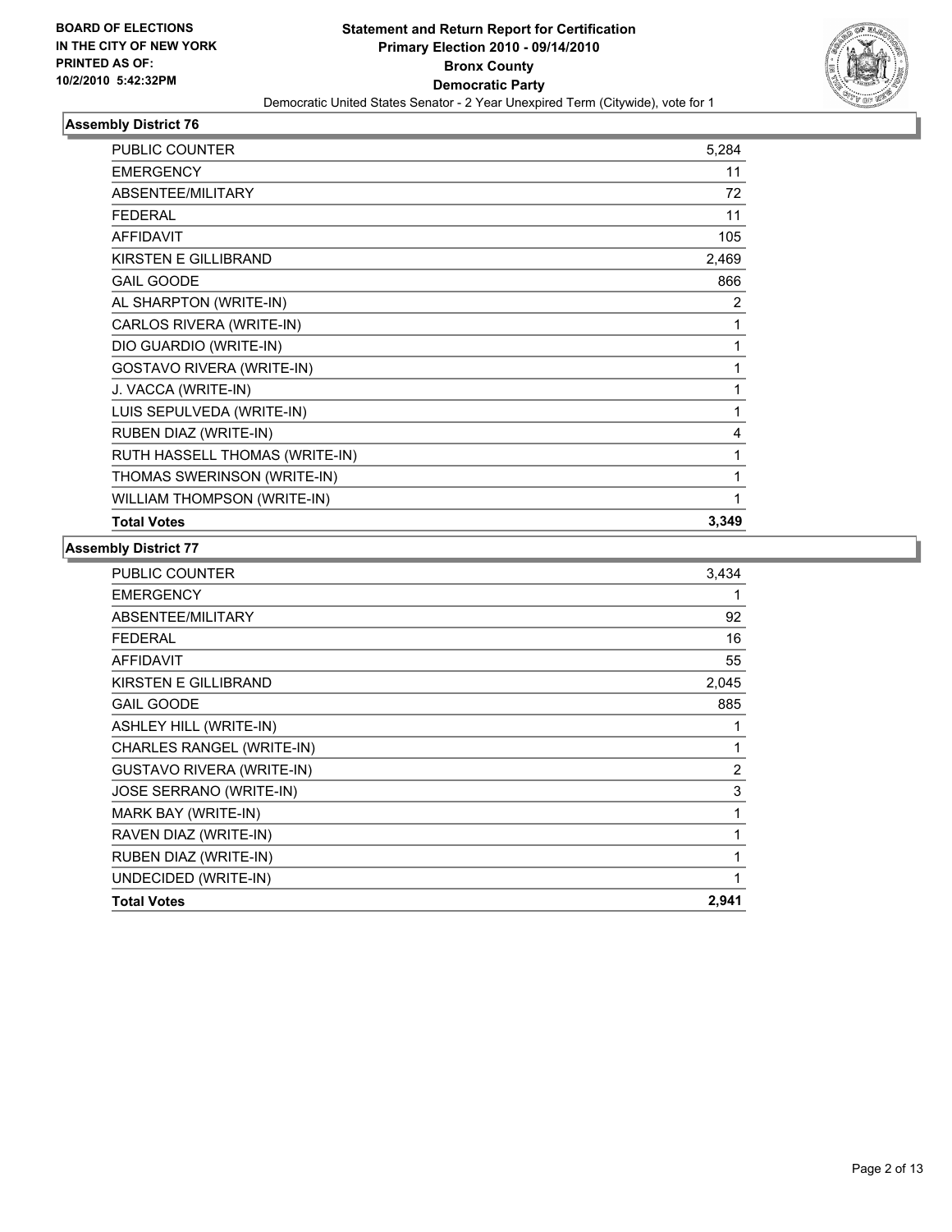**BOARD OF ELECTIONS IN THE CITY OF NEW YORK PRINTED AS OF: 10/2/2010 5:42:32PM**

# Statement and Return Report for Certification
## Primary Election 2010 - 09/14/2010
## Bronx County
## Democratic Party
Democratic United States Senator - 2 Year Unexpired Term (Citywide), vote for 1

### Assembly District 76

| | |
|---|---|
| PUBLIC COUNTER | 5,284 |
| EMERGENCY | 11 |
| ABSENTEE/MILITARY | 72 |
| FEDERAL | 11 |
| AFFIDAVIT | 105 |
| KIRSTEN E GILLIBRAND | 2,469 |
| GAIL GOODE | 866 |
| AL SHARPTON (WRITE-IN) | 2 |
| CARLOS RIVERA (WRITE-IN) | 1 |
| DIO GUARDIO (WRITE-IN) | 1 |
| GOSTAVO RIVERA (WRITE-IN) | 1 |
| J. VACCA (WRITE-IN) | 1 |
| LUIS SEPULVEDA (WRITE-IN) | 1 |
| RUBEN DIAZ (WRITE-IN) | 4 |
| RUTH HASSELL THOMAS (WRITE-IN) | 1 |
| THOMAS SWERINSON (WRITE-IN) | 1 |
| WILLIAM THOMPSON (WRITE-IN) | 1 |
| **Total Votes** | **3,349** |

### Assembly District 77

| | |
|---|---|
| PUBLIC COUNTER | 3,434 |
| EMERGENCY | 1 |
| ABSENTEE/MILITARY | 92 |
| FEDERAL | 16 |
| AFFIDAVIT | 55 |
| KIRSTEN E GILLIBRAND | 2,045 |
| GAIL GOODE | 885 |
| ASHLEY HILL (WRITE-IN) | 1 |
| CHARLES RANGEL (WRITE-IN) | 1 |
| GUSTAVO RIVERA (WRITE-IN) | 2 |
| JOSE SERRANO (WRITE-IN) | 3 |
| MARK BAY (WRITE-IN) | 1 |
| RAVEN DIAZ (WRITE-IN) | 1 |
| RUBEN DIAZ (WRITE-IN) | 1 |
| UNDECIDED (WRITE-IN) | 1 |
| **Total Votes** | **2,941** |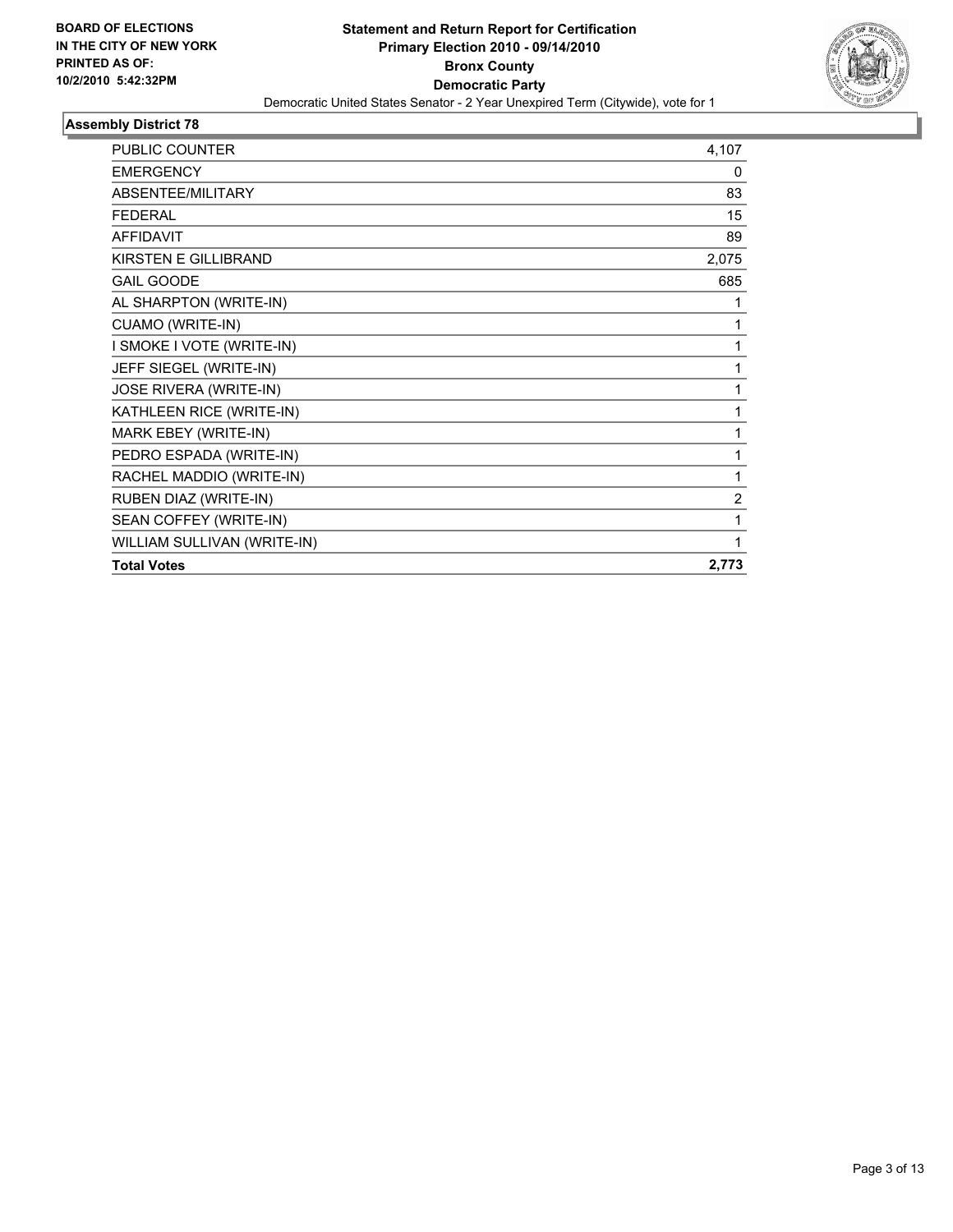**BOARD OF ELECTIONS IN THE CITY OF NEW YORK PRINTED AS OF: 10/2/2010 5:42:32PM**

# Statement and Return Report for Certification
## Primary Election 2010 - 09/14/2010
## Bronx County
## Democratic Party

Democratic United States Senator - 2 Year Unexpired Term (Citywide), vote for 1

### Assembly District 78

| | |
|---|---|
| PUBLIC COUNTER | 4,107 |
| EMERGENCY | 0 |
| ABSENTEE/MILITARY | 83 |
| FEDERAL | 15 |
| AFFIDAVIT | 89 |
| KIRSTEN E GILLIBRAND | 2,075 |
| GAIL GOODE | 685 |
| AL SHARPTON (WRITE-IN) | 1 |
| CUAMO (WRITE-IN) | 1 |
| I SMOKE I VOTE (WRITE-IN) | 1 |
| JEFF SIEGEL (WRITE-IN) | 1 |
| JOSE RIVERA (WRITE-IN) | 1 |
| KATHLEEN RICE (WRITE-IN) | 1 |
| MARK EBEY (WRITE-IN) | 1 |
| PEDRO ESPADA (WRITE-IN) | 1 |
| RACHEL MADDIO (WRITE-IN) | 1 |
| RUBEN DIAZ (WRITE-IN) | 2 |
| SEAN COFFEY (WRITE-IN) | 1 |
| WILLIAM SULLIVAN (WRITE-IN) | 1 |
| **Total Votes** | **2,773** |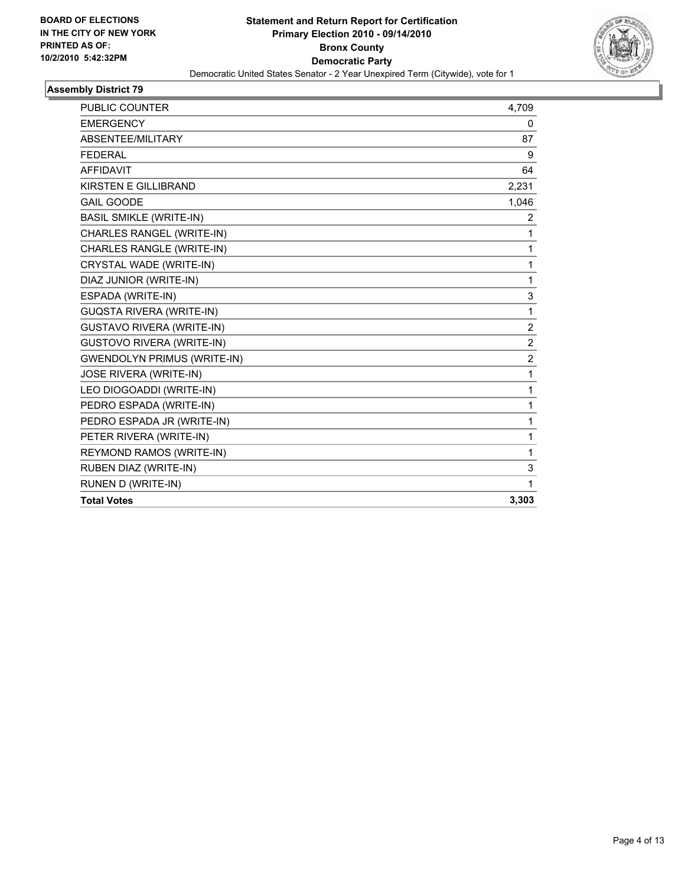**BOARD OF ELECTIONS IN THE CITY OF NEW YORK PRINTED AS OF: 10/2/2010 5:42:32PM**

# Statement and Return Report for Certification
## Primary Election 2010 - 09/14/2010
## Bronx County
## Democratic Party

Democratic United States Senator - 2 Year Unexpired Term (Citywide), vote for 1

### Assembly District 79

| | |
|---|---|
| PUBLIC COUNTER | 4,709 |
| EMERGENCY | 0 |
| ABSENTEE/MILITARY | 87 |
| FEDERAL | 9 |
| AFFIDAVIT | 64 |
| KIRSTEN E GILLIBRAND | 2,231 |
| GAIL GOODE | 1,046 |
| BASIL SMIKLE (WRITE-IN) | 2 |
| CHARLES RANGEL (WRITE-IN) | 1 |
| CHARLES RANGLE (WRITE-IN) | 1 |
| CRYSTAL WADE (WRITE-IN) | 1 |
| DIAZ JUNIOR (WRITE-IN) | 1 |
| ESPADA (WRITE-IN) | 3 |
| GUQSTA RIVERA (WRITE-IN) | 1 |
| GUSTAVO RIVERA (WRITE-IN) | 2 |
| GUSTOVO RIVERA (WRITE-IN) | 2 |
| GWENDOLYN PRIMUS (WRITE-IN) | 2 |
| JOSE RIVERA (WRITE-IN) | 1 |
| LEO DIOGOADDI (WRITE-IN) | 1 |
| PEDRO ESPADA (WRITE-IN) | 1 |
| PEDRO ESPADA JR (WRITE-IN) | 1 |
| PETER RIVERA (WRITE-IN) | 1 |
| REYMOND RAMOS (WRITE-IN) | 1 |
| RUBEN DIAZ (WRITE-IN) | 3 |
| RUNEN D (WRITE-IN) | 1 |
| **Total Votes** | **3,303** |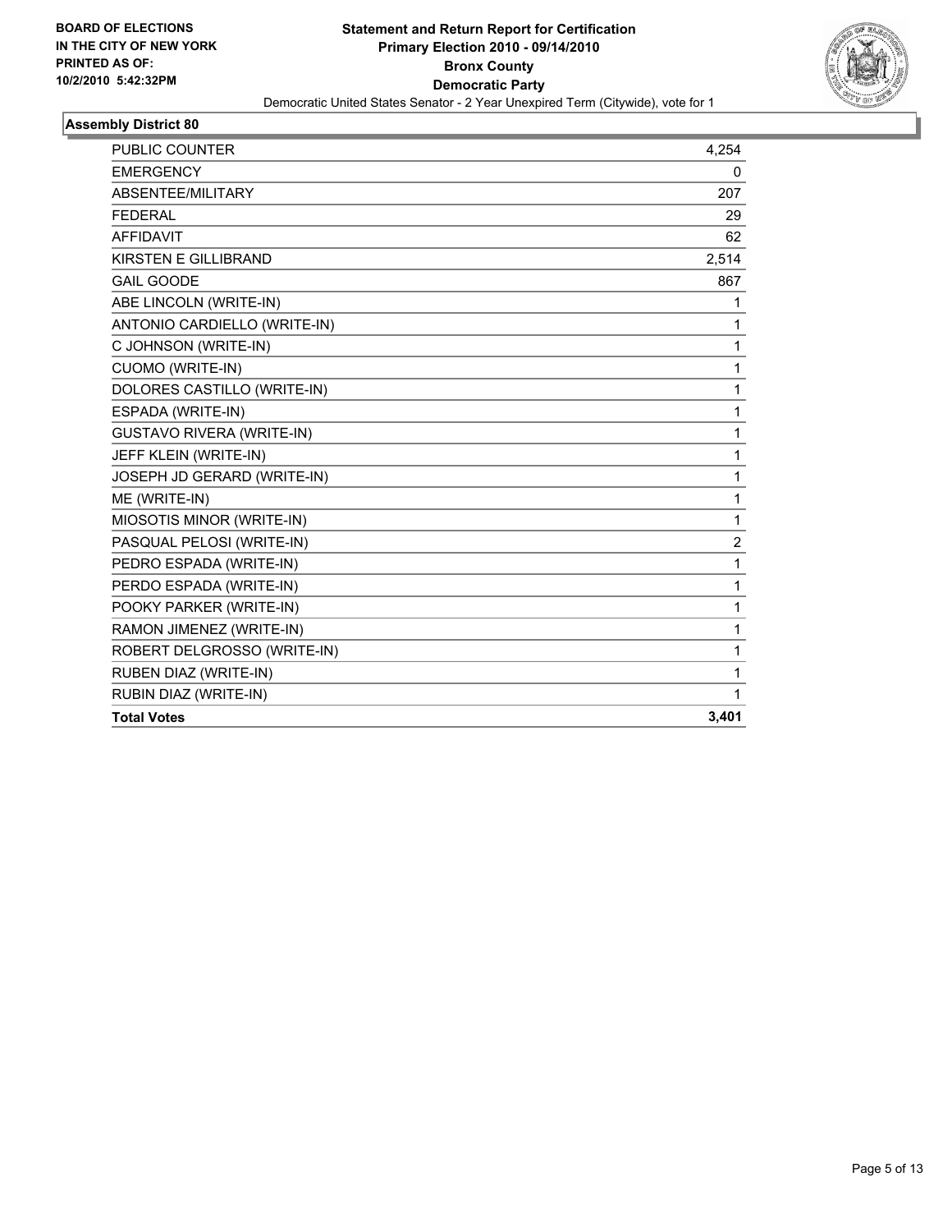**BOARD OF ELECTIONS IN THE CITY OF NEW YORK PRINTED AS OF: 10/2/2010 5:42:32PM**

# Statement and Return Report for Certification
## Primary Election 2010 - 09/14/2010
## Bronx County
## Democratic Party
Democratic United States Senator - 2 Year Unexpired Term (Citywide), vote for 1

### Assembly District 80

| | |
|---|---|
| PUBLIC COUNTER | 4,254 |
| EMERGENCY | 0 |
| ABSENTEE/MILITARY | 207 |
| FEDERAL | 29 |
| AFFIDAVIT | 62 |
| KIRSTEN E GILLIBRAND | 2,514 |
| GAIL GOODE | 867 |
| ABE LINCOLN (WRITE-IN) | 1 |
| ANTONIO CARDIELLO (WRITE-IN) | 1 |
| C JOHNSON (WRITE-IN) | 1 |
| CUOMO (WRITE-IN) | 1 |
| DOLORES CASTILLO (WRITE-IN) | 1 |
| ESPADA (WRITE-IN) | 1 |
| GUSTAVO RIVERA (WRITE-IN) | 1 |
| JEFF KLEIN (WRITE-IN) | 1 |
| JOSEPH JD GERARD (WRITE-IN) | 1 |
| ME (WRITE-IN) | 1 |
| MIOSOTIS MINOR (WRITE-IN) | 1 |
| PASQUAL PELOSI (WRITE-IN) | 2 |
| PEDRO ESPADA (WRITE-IN) | 1 |
| PERDO ESPADA (WRITE-IN) | 1 |
| POOKY PARKER (WRITE-IN) | 1 |
| RAMON JIMENEZ (WRITE-IN) | 1 |
| ROBERT DELGROSSO (WRITE-IN) | 1 |
| RUBEN DIAZ (WRITE-IN) | 1 |
| RUBIN DIAZ (WRITE-IN) | 1 |
| **Total Votes** | **3,401** |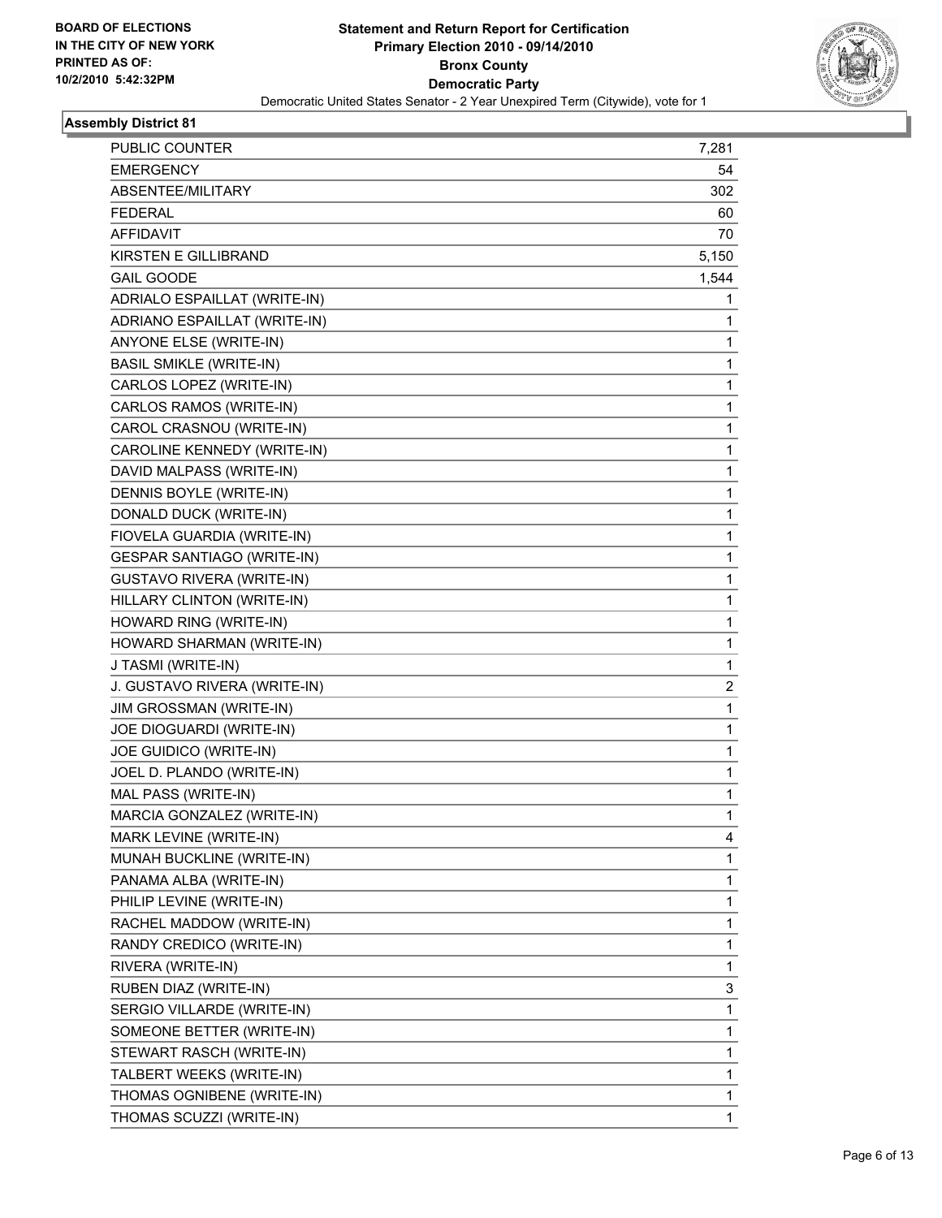**BOARD OF ELECTIONS
IN THE CITY OF NEW YORK
PRINTED AS OF:
10/2/2010 5:42:32PM**

# Statement and Return Report for Certification
## Primary Election 2010 - 09/14/2010
## Bronx County
## Democratic Party
Democratic United States Senator - 2 Year Unexpired Term (Citywide), vote for 1

### Assembly District 81

| | |
|---|---|
| PUBLIC COUNTER | 7,281 |
| EMERGENCY | 54 |
| ABSENTEE/MILITARY | 302 |
| FEDERAL | 60 |
| AFFIDAVIT | 70 |
| KIRSTEN E GILLIBRAND | 5,150 |
| GAIL GOODE | 1,544 |
| ADRIALO ESPAILLAT (WRITE-IN) | 1 |
| ADRIANO ESPAILLAT (WRITE-IN) | 1 |
| ANYONE ELSE (WRITE-IN) | 1 |
| BASIL SMIKLE (WRITE-IN) | 1 |
| CARLOS LOPEZ (WRITE-IN) | 1 |
| CARLOS RAMOS (WRITE-IN) | 1 |
| CAROL CRASNOU (WRITE-IN) | 1 |
| CAROLINE KENNEDY (WRITE-IN) | 1 |
| DAVID MALPASS (WRITE-IN) | 1 |
| DENNIS BOYLE (WRITE-IN) | 1 |
| DONALD DUCK (WRITE-IN) | 1 |
| FIOVELA GUARDIA (WRITE-IN) | 1 |
| GESPAR SANTIAGO (WRITE-IN) | 1 |
| GUSTAVO RIVERA (WRITE-IN) | 1 |
| HILLARY CLINTON (WRITE-IN) | 1 |
| HOWARD RING (WRITE-IN) | 1 |
| HOWARD SHARMAN (WRITE-IN) | 1 |
| J TASMI (WRITE-IN) | 1 |
| J. GUSTAVO RIVERA (WRITE-IN) | 2 |
| JIM GROSSMAN (WRITE-IN) | 1 |
| JOE DIOGUARDI (WRITE-IN) | 1 |
| JOE GUIDICO (WRITE-IN) | 1 |
| JOEL D. PLANDO (WRITE-IN) | 1 |
| MAL PASS (WRITE-IN) | 1 |
| MARCIA GONZALEZ (WRITE-IN) | 1 |
| MARK LEVINE (WRITE-IN) | 4 |
| MUNAH BUCKLINE (WRITE-IN) | 1 |
| PANAMA ALBA (WRITE-IN) | 1 |
| PHILIP LEVINE (WRITE-IN) | 1 |
| RACHEL MADDOW (WRITE-IN) | 1 |
| RANDY CREDICO (WRITE-IN) | 1 |
| RIVERA (WRITE-IN) | 1 |
| RUBEN DIAZ (WRITE-IN) | 3 |
| SERGIO VILLARDE (WRITE-IN) | 1 |
| SOMEONE BETTER (WRITE-IN) | 1 |
| STEWART RASCH (WRITE-IN) | 1 |
| TALBERT WEEKS (WRITE-IN) | 1 |
| THOMAS OGNIBENE (WRITE-IN) | 1 |
| THOMAS SCUZZI (WRITE-IN) | 1 |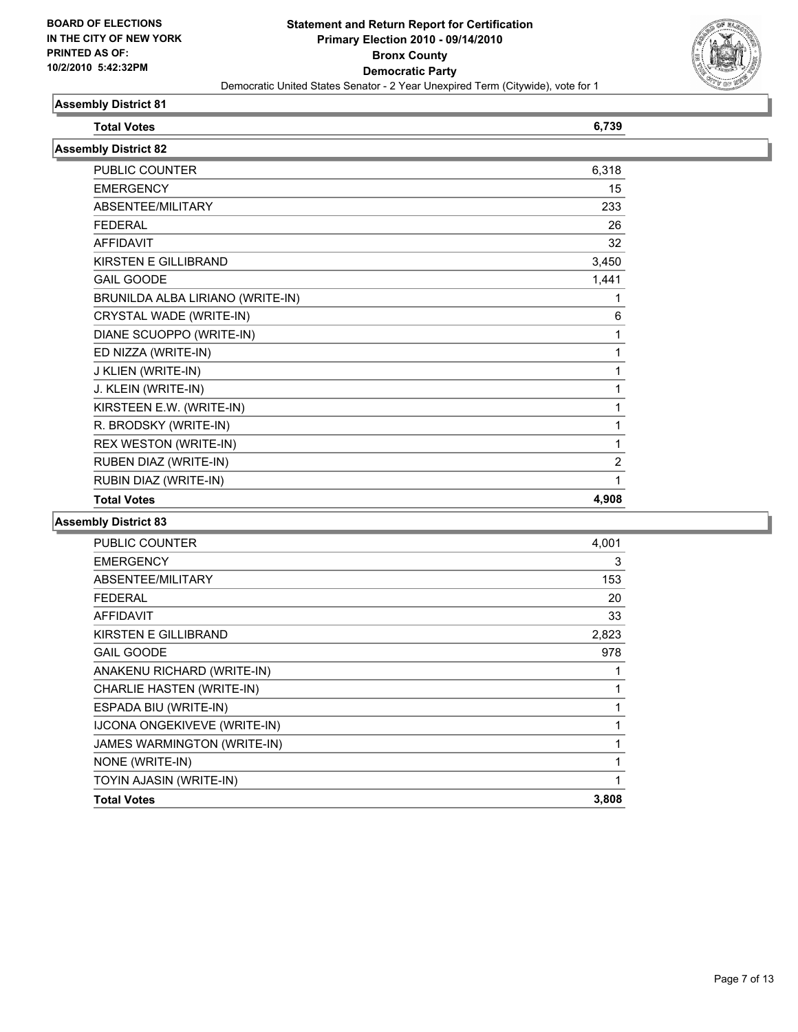BOARD OF ELECTIONS
IN THE CITY OF NEW YORK
PRINTED AS OF:
10/2/2010 5:42:32PM

**Statement and Return Report for Certification**
**Primary Election 2010 - 09/14/2010**
**Bronx County**
**Democratic Party**
Democratic United States Senator - 2 Year Unexpired Term (Citywide), vote for 1

### Assembly District 81

| | |
|---|---|
| **Total Votes** | **6,739** |

### Assembly District 82

| | |
|---|---|
| PUBLIC COUNTER | 6,318 |
| EMERGENCY | 15 |
| ABSENTEE/MILITARY | 233 |
| FEDERAL | 26 |
| AFFIDAVIT | 32 |
| KIRSTEN E GILLIBRAND | 3,450 |
| GAIL GOODE | 1,441 |
| BRUNILDA ALBA LIRIANO (WRITE-IN) | 1 |
| CRYSTAL WADE (WRITE-IN) | 6 |
| DIANE SCUOPPO (WRITE-IN) | 1 |
| ED NIZZA (WRITE-IN) | 1 |
| J KLIEN (WRITE-IN) | 1 |
| J. KLEIN (WRITE-IN) | 1 |
| KIRSTEEN E.W. (WRITE-IN) | 1 |
| R. BRODSKY (WRITE-IN) | 1 |
| REX WESTON (WRITE-IN) | 1 |
| RUBEN DIAZ (WRITE-IN) | 2 |
| RUBIN DIAZ (WRITE-IN) | 1 |
| **Total Votes** | **4,908** |

### Assembly District 83

| | |
|---|---|
| PUBLIC COUNTER | 4,001 |
| EMERGENCY | 3 |
| ABSENTEE/MILITARY | 153 |
| FEDERAL | 20 |
| AFFIDAVIT | 33 |
| KIRSTEN E GILLIBRAND | 2,823 |
| GAIL GOODE | 978 |
| ANAKENU RICHARD (WRITE-IN) | 1 |
| CHARLIE HASTEN (WRITE-IN) | 1 |
| ESPADA BIU (WRITE-IN) | 1 |
| IJCONA ONGEKIVEVE (WRITE-IN) | 1 |
| JAMES WARMINGTON (WRITE-IN) | 1 |
| NONE (WRITE-IN) | 1 |
| TOYIN AJASIN (WRITE-IN) | 1 |
| **Total Votes** | **3,808** |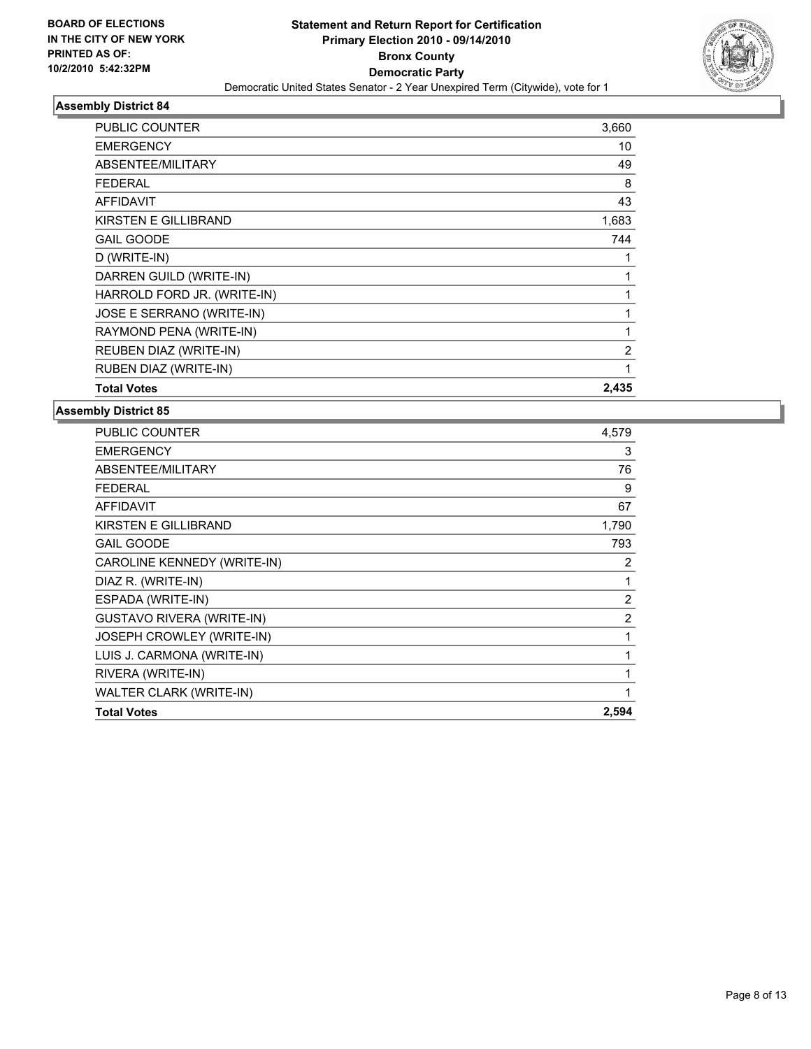**BOARD OF ELECTIONS IN THE CITY OF NEW YORK PRINTED AS OF: 10/2/2010 5:42:32PM**

**Statement and Return Report for Certification Primary Election 2010 - 09/14/2010 Bronx County Democratic Party**

Democratic United States Senator - 2 Year Unexpired Term (Citywide), vote for 1

### Assembly District 84

| | |
|---|---|
| PUBLIC COUNTER | 3,660 |
| EMERGENCY | 10 |
| ABSENTEE/MILITARY | 49 |
| FEDERAL | 8 |
| AFFIDAVIT | 43 |
| KIRSTEN E GILLIBRAND | 1,683 |
| GAIL GOODE | 744 |
| D (WRITE-IN) | 1 |
| DARREN GUILD (WRITE-IN) | 1 |
| HARROLD FORD JR. (WRITE-IN) | 1 |
| JOSE E SERRANO (WRITE-IN) | 1 |
| RAYMOND PENA (WRITE-IN) | 1 |
| REUBEN DIAZ (WRITE-IN) | 2 |
| RUBEN DIAZ (WRITE-IN) | 1 |
| **Total Votes** | **2,435** |

### Assembly District 85

| | |
|---|---|
| PUBLIC COUNTER | 4,579 |
| EMERGENCY | 3 |
| ABSENTEE/MILITARY | 76 |
| FEDERAL | 9 |
| AFFIDAVIT | 67 |
| KIRSTEN E GILLIBRAND | 1,790 |
| GAIL GOODE | 793 |
| CAROLINE KENNEDY (WRITE-IN) | 2 |
| DIAZ R. (WRITE-IN) | 1 |
| ESPADA (WRITE-IN) | 2 |
| GUSTAVO RIVERA (WRITE-IN) | 2 |
| JOSEPH CROWLEY (WRITE-IN) | 1 |
| LUIS J. CARMONA (WRITE-IN) | 1 |
| RIVERA (WRITE-IN) | 1 |
| WALTER CLARK (WRITE-IN) | 1 |
| **Total Votes** | **2,594** |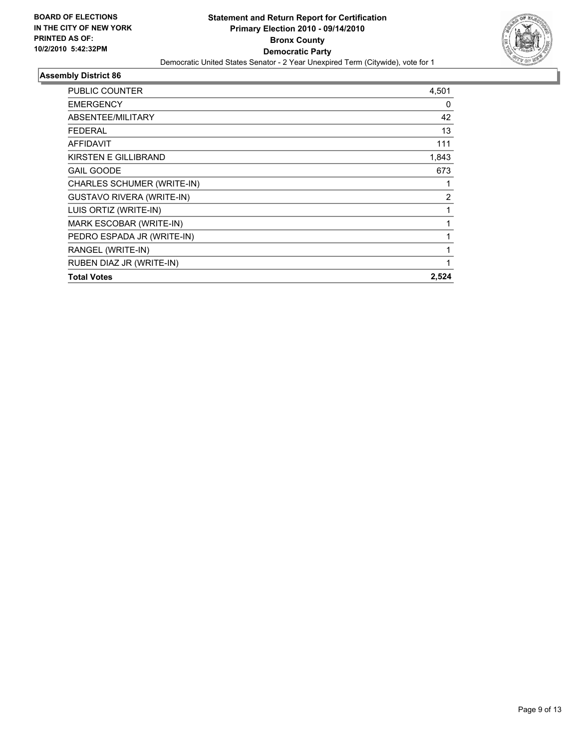**BOARD OF ELECTIONS IN THE CITY OF NEW YORK PRINTED AS OF: 10/2/2010 5:42:32PM**

**Statement and Return Report for Certification**
**Primary Election 2010 - 09/14/2010**
**Bronx County**
**Democratic Party**
Democratic United States Senator - 2 Year Unexpired Term (Citywide), vote for 1

## Assembly District 86

| | |
|---|---|
| PUBLIC COUNTER | 4,501 |
| EMERGENCY | 0 |
| ABSENTEE/MILITARY | 42 |
| FEDERAL | 13 |
| AFFIDAVIT | 111 |
| KIRSTEN E GILLIBRAND | 1,843 |
| GAIL GOODE | 673 |
| CHARLES SCHUMER (WRITE-IN) | 1 |
| GUSTAVO RIVERA (WRITE-IN) | 2 |
| LUIS ORTIZ (WRITE-IN) | 1 |
| MARK ESCOBAR (WRITE-IN) | 1 |
| PEDRO ESPADA JR (WRITE-IN) | 1 |
| RANGEL (WRITE-IN) | 1 |
| RUBEN DIAZ JR (WRITE-IN) | 1 |
| **Total Votes** | **2,524** |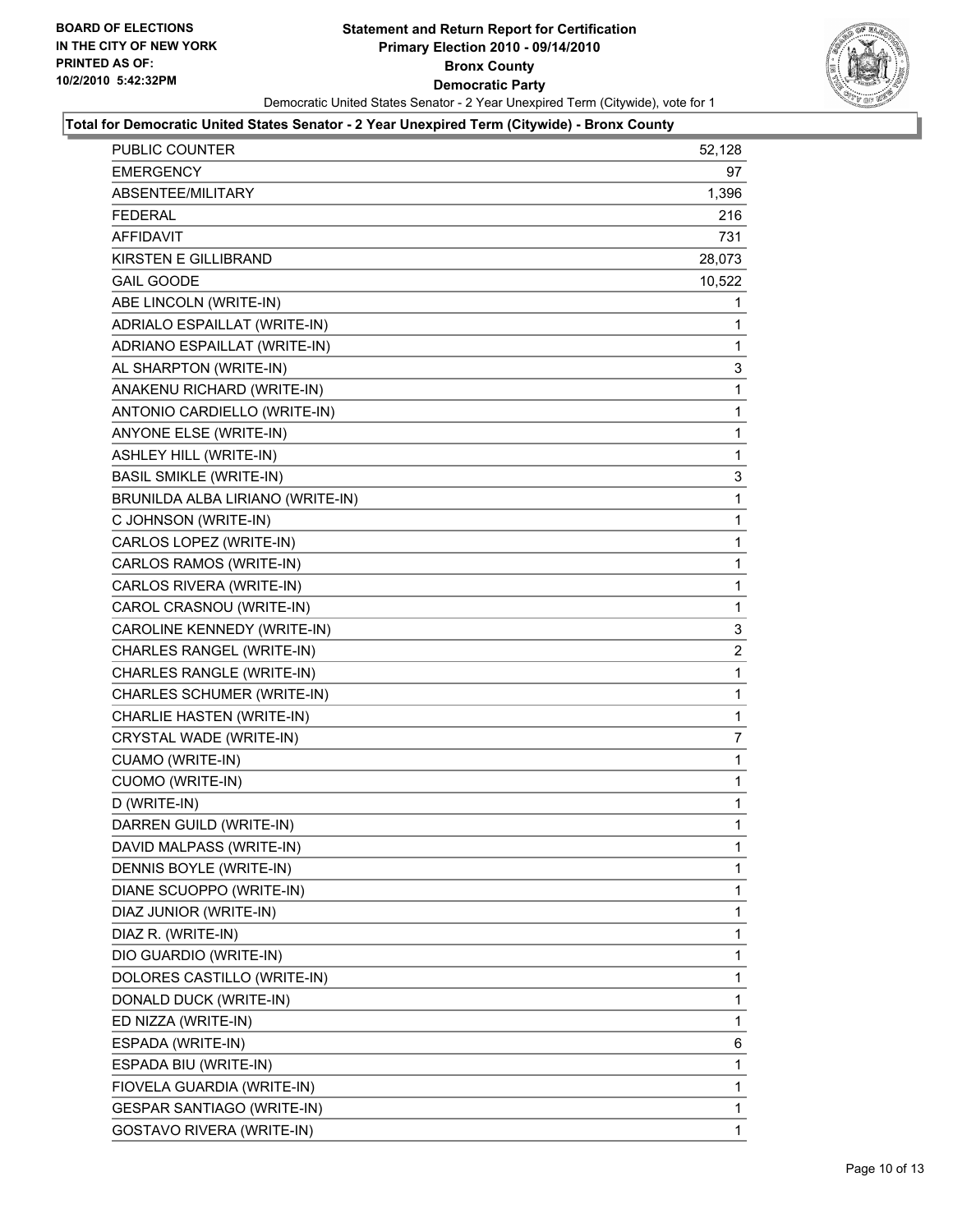**BOARD OF ELECTIONS IN THE CITY OF NEW YORK PRINTED AS OF: 10/2/2010 5:42:32PM**

# Statement and Return Report for Certification
## Primary Election 2010 - 09/14/2010
## Bronx County
## Democratic Party

Democratic United States Senator - 2 Year Unexpired Term (Citywide), vote for 1

### Total for Democratic United States Senator - 2 Year Unexpired Term (Citywide) - Bronx County

| | |
|---|---|
| PUBLIC COUNTER | 52,128 |
| EMERGENCY | 97 |
| ABSENTEE/MILITARY | 1,396 |
| FEDERAL | 216 |
| AFFIDAVIT | 731 |
| KIRSTEN E GILLIBRAND | 28,073 |
| GAIL GOODE | 10,522 |
| ABE LINCOLN (WRITE-IN) | 1 |
| ADRIALO ESPAILLAT (WRITE-IN) | 1 |
| ADRIANO ESPAILLAT (WRITE-IN) | 1 |
| AL SHARPTON (WRITE-IN) | 3 |
| ANAKENU RICHARD (WRITE-IN) | 1 |
| ANTONIO CARDIELLO (WRITE-IN) | 1 |
| ANYONE ELSE (WRITE-IN) | 1 |
| ASHLEY HILL (WRITE-IN) | 1 |
| BASIL SMIKLE (WRITE-IN) | 3 |
| BRUNILDA ALBA LIRIANO (WRITE-IN) | 1 |
| C JOHNSON (WRITE-IN) | 1 |
| CARLOS LOPEZ (WRITE-IN) | 1 |
| CARLOS RAMOS (WRITE-IN) | 1 |
| CARLOS RIVERA (WRITE-IN) | 1 |
| CAROL CRASNOU (WRITE-IN) | 1 |
| CAROLINE KENNEDY (WRITE-IN) | 3 |
| CHARLES RANGEL (WRITE-IN) | 2 |
| CHARLES RANGLE (WRITE-IN) | 1 |
| CHARLES SCHUMER (WRITE-IN) | 1 |
| CHARLIE HASTEN (WRITE-IN) | 1 |
| CRYSTAL WADE (WRITE-IN) | 7 |
| CUAMO (WRITE-IN) | 1 |
| CUOMO (WRITE-IN) | 1 |
| D (WRITE-IN) | 1 |
| DARREN GUILD (WRITE-IN) | 1 |
| DAVID MALPASS (WRITE-IN) | 1 |
| DENNIS BOYLE (WRITE-IN) | 1 |
| DIANE SCUOPPO (WRITE-IN) | 1 |
| DIAZ JUNIOR (WRITE-IN) | 1 |
| DIAZ R. (WRITE-IN) | 1 |
| DIO GUARDIO (WRITE-IN) | 1 |
| DOLORES CASTILLO (WRITE-IN) | 1 |
| DONALD DUCK (WRITE-IN) | 1 |
| ED NIZZA (WRITE-IN) | 1 |
| ESPADA (WRITE-IN) | 6 |
| ESPADA BIU (WRITE-IN) | 1 |
| FIOVELA GUARDIA (WRITE-IN) | 1 |
| GESPAR SANTIAGO (WRITE-IN) | 1 |
| GOSTAVO RIVERA (WRITE-IN) | 1 |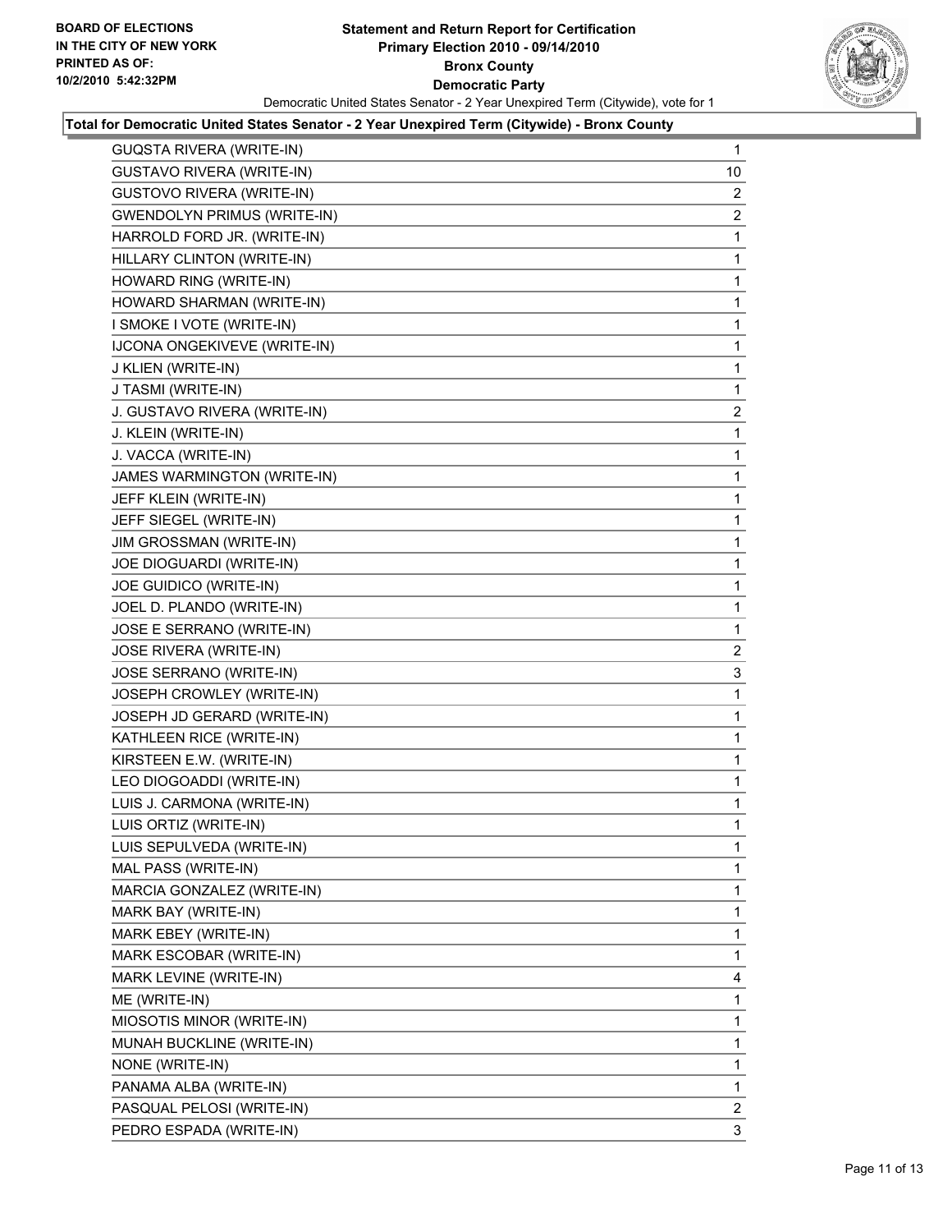BOARD OF ELECTIONS
IN THE CITY OF NEW YORK
PRINTED AS OF:
10/2/2010 5:42:32PM

# Statement and Return Report for Certification
## Primary Election 2010 - 09/14/2010
## Bronx County
## Democratic Party

Democratic United States Senator - 2 Year Unexpired Term (Citywide), vote for 1

### Total for Democratic United States Senator - 2 Year Unexpired Term (Citywide) - Bronx County

| Candidate | Votes |
|---|---|
| GUQSTA RIVERA (WRITE-IN) | 1 |
| GUSTAVO RIVERA (WRITE-IN) | 10 |
| GUSTOVO RIVERA (WRITE-IN) | 2 |
| GWENDOLYN PRIMUS (WRITE-IN) | 2 |
| HARROLD FORD JR. (WRITE-IN) | 1 |
| HILLARY CLINTON (WRITE-IN) | 1 |
| HOWARD RING (WRITE-IN) | 1 |
| HOWARD SHARMAN (WRITE-IN) | 1 |
| I SMOKE I VOTE (WRITE-IN) | 1 |
| IJCONA ONGEKIVEVE (WRITE-IN) | 1 |
| J KLIEN (WRITE-IN) | 1 |
| J TASMI (WRITE-IN) | 1 |
| J. GUSTAVO RIVERA (WRITE-IN) | 2 |
| J. KLEIN (WRITE-IN) | 1 |
| J. VACCA (WRITE-IN) | 1 |
| JAMES WARMINGTON (WRITE-IN) | 1 |
| JEFF KLEIN (WRITE-IN) | 1 |
| JEFF SIEGEL (WRITE-IN) | 1 |
| JIM GROSSMAN (WRITE-IN) | 1 |
| JOE DIOGUARDI (WRITE-IN) | 1 |
| JOE GUIDICO (WRITE-IN) | 1 |
| JOEL D. PLANDO (WRITE-IN) | 1 |
| JOSE E SERRANO (WRITE-IN) | 1 |
| JOSE RIVERA (WRITE-IN) | 2 |
| JOSE SERRANO (WRITE-IN) | 3 |
| JOSEPH CROWLEY (WRITE-IN) | 1 |
| JOSEPH JD GERARD (WRITE-IN) | 1 |
| KATHLEEN RICE (WRITE-IN) | 1 |
| KIRSTEEN E.W. (WRITE-IN) | 1 |
| LEO DIOGOADDI (WRITE-IN) | 1 |
| LUIS J. CARMONA (WRITE-IN) | 1 |
| LUIS ORTIZ (WRITE-IN) | 1 |
| LUIS SEPULVEDA (WRITE-IN) | 1 |
| MAL PASS (WRITE-IN) | 1 |
| MARCIA GONZALEZ (WRITE-IN) | 1 |
| MARK BAY (WRITE-IN) | 1 |
| MARK EBEY (WRITE-IN) | 1 |
| MARK ESCOBAR (WRITE-IN) | 1 |
| MARK LEVINE (WRITE-IN) | 4 |
| ME (WRITE-IN) | 1 |
| MIOSOTIS MINOR (WRITE-IN) | 1 |
| MUNAH BUCKLINE (WRITE-IN) | 1 |
| NONE (WRITE-IN) | 1 |
| PANAMA ALBA (WRITE-IN) | 1 |
| PASQUAL PELOSI (WRITE-IN) | 2 |
| PEDRO ESPADA (WRITE-IN) | 3 |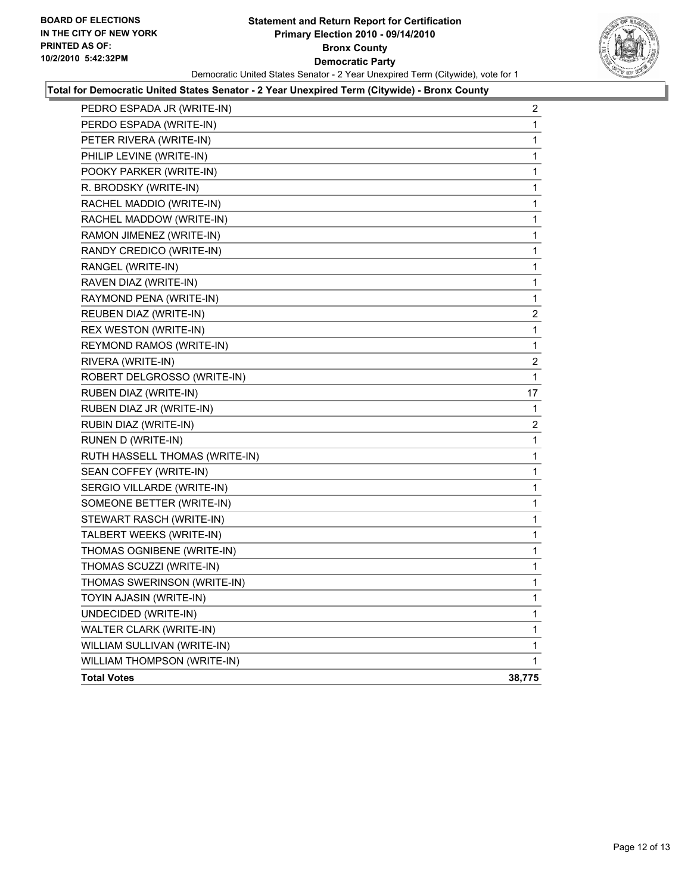BOARD OF ELECTIONS
IN THE CITY OF NEW YORK
PRINTED AS OF:
10/2/2010 5:42:32PM

**Statement and Return Report for Certification**
**Primary Election 2010 - 09/14/2010**
**Bronx County**
**Democratic Party**
Democratic United States Senator - 2 Year Unexpired Term (Citywide), vote for 1

**Total for Democratic United States Senator - 2 Year Unexpired Term (Citywide) - Bronx County**

| Candidate | Votes |
|---|---|
| PEDRO ESPADA JR (WRITE-IN) | 2 |
| PERDO ESPADA (WRITE-IN) | 1 |
| PETER RIVERA (WRITE-IN) | 1 |
| PHILIP LEVINE (WRITE-IN) | 1 |
| POOKY PARKER (WRITE-IN) | 1 |
| R. BRODSKY (WRITE-IN) | 1 |
| RACHEL MADDIO (WRITE-IN) | 1 |
| RACHEL MADDOW (WRITE-IN) | 1 |
| RAMON JIMENEZ (WRITE-IN) | 1 |
| RANDY CREDICO (WRITE-IN) | 1 |
| RANGEL (WRITE-IN) | 1 |
| RAVEN DIAZ (WRITE-IN) | 1 |
| RAYMOND PENA (WRITE-IN) | 1 |
| REUBEN DIAZ (WRITE-IN) | 2 |
| REX WESTON (WRITE-IN) | 1 |
| REYMOND RAMOS (WRITE-IN) | 1 |
| RIVERA (WRITE-IN) | 2 |
| ROBERT DELGROSSO (WRITE-IN) | 1 |
| RUBEN DIAZ (WRITE-IN) | 17 |
| RUBEN DIAZ JR (WRITE-IN) | 1 |
| RUBIN DIAZ (WRITE-IN) | 2 |
| RUNEN D (WRITE-IN) | 1 |
| RUTH HASSELL THOMAS (WRITE-IN) | 1 |
| SEAN COFFEY (WRITE-IN) | 1 |
| SERGIO VILLARDE (WRITE-IN) | 1 |
| SOMEONE BETTER (WRITE-IN) | 1 |
| STEWART RASCH (WRITE-IN) | 1 |
| TALBERT WEEKS (WRITE-IN) | 1 |
| THOMAS OGNIBENE (WRITE-IN) | 1 |
| THOMAS SCUZZI (WRITE-IN) | 1 |
| THOMAS SWERINSON (WRITE-IN) | 1 |
| TOYIN AJASIN (WRITE-IN) | 1 |
| UNDECIDED (WRITE-IN) | 1 |
| WALTER CLARK (WRITE-IN) | 1 |
| WILLIAM SULLIVAN (WRITE-IN) | 1 |
| WILLIAM THOMPSON (WRITE-IN) | 1 |
| **Total Votes** | **38,775** |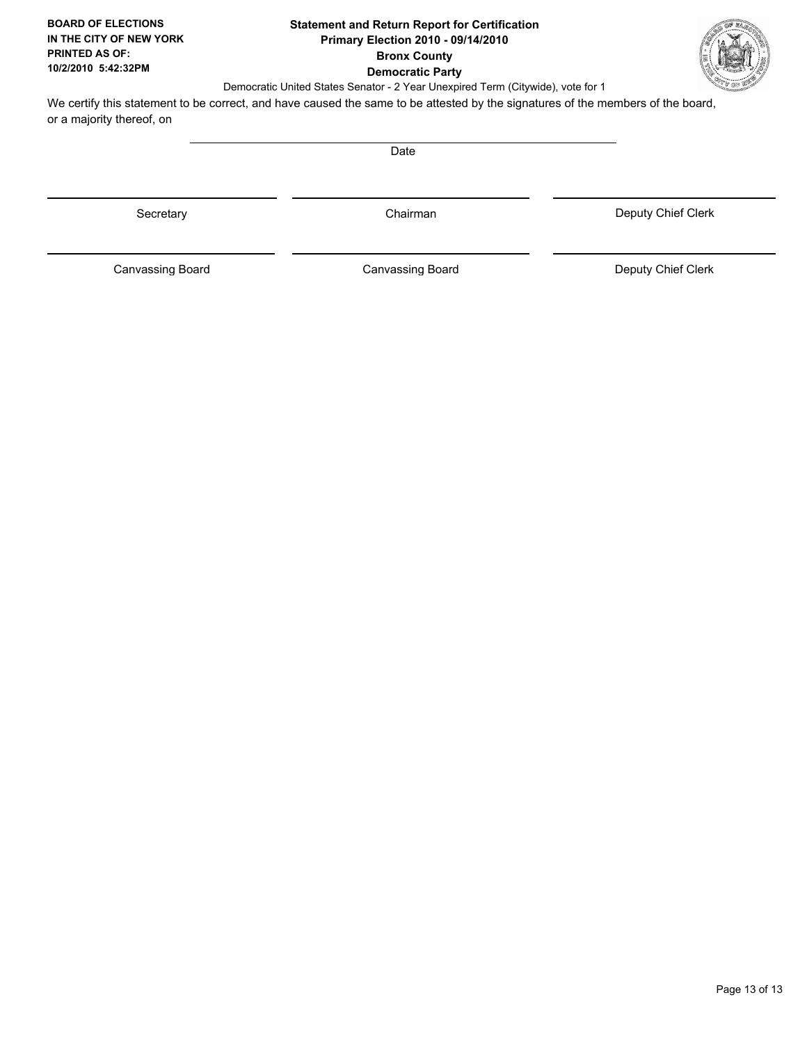**BOARD OF ELECTIONS IN THE CITY OF NEW YORK PRINTED AS OF: 10/2/2010 5:42:32PM**

**Statement and Return Report for Certification**
**Primary Election 2010 - 09/14/2010**
**Bronx County**
**Democratic Party**

Democratic United States Senator - 2 Year Unexpired Term (Citywide), vote for 1

We certify this statement to be correct, and have caused the same to be attested by the signatures of the members of the board, or a majority thereof, on

Date

| | | |
|---|---|---|
| Secretary | Chairman | Deputy Chief Clerk |
| Canvassing Board | Canvassing Board | Deputy Chief Clerk |